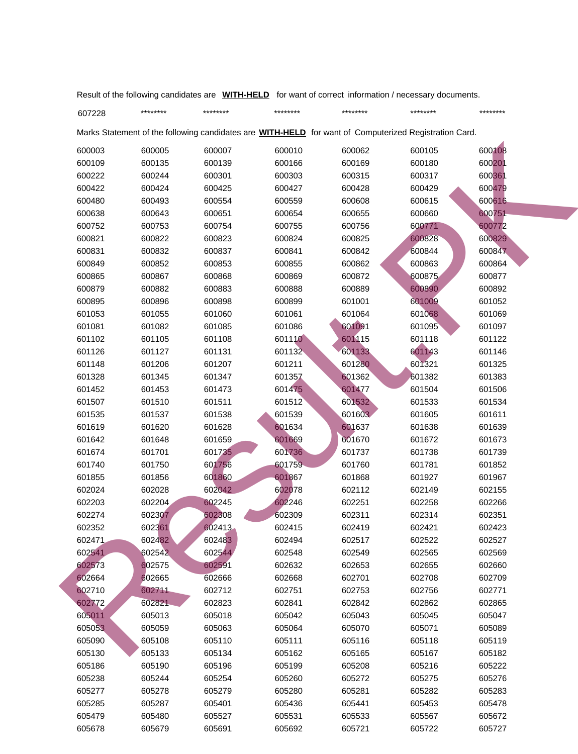Result of the following candidates are **WITH-HELD** for want of correct information / necessary documents.

| | | | | | | |
|---|---|---|---|---|---|---|
| 607228 | ******** | ******** | ******** | ******** | ******** | ******** |

Marks Statement of the following candidates are **WITH-HELD** for want of Computerized Registration Card.

| | | | | | | |
|---|---|---|---|---|---|---|
| 600003 | 600005 | 600007 | 600010 | 600062 | 600105 | 600108 |
| 600109 | 600135 | 600139 | 600166 | 600169 | 600180 | 600201 |
| 600222 | 600244 | 600301 | 600303 | 600315 | 600317 | 600361 |
| 600422 | 600424 | 600425 | 600427 | 600428 | 600429 | 600479 |
| 600480 | 600493 | 600554 | 600559 | 600608 | 600615 | 600616 |
| 600638 | 600643 | 600651 | 600654 | 600655 | 600660 | 600751 |
| 600752 | 600753 | 600754 | 600755 | 600756 | 600771 | 600772 |
| 600821 | 600822 | 600823 | 600824 | 600825 | 600828 | 600829 |
| 600831 | 600832 | 600837 | 600841 | 600842 | 600844 | 600847 |
| 600849 | 600852 | 600853 | 600855 | 600862 | 600863 | 600864 |
| 600865 | 600867 | 600868 | 600869 | 600872 | 600875 | 600877 |
| 600879 | 600882 | 600883 | 600888 | 600889 | 600890 | 600892 |
| 600895 | 600896 | 600898 | 600899 | 601001 | 601009 | 601052 |
| 601053 | 601055 | 601060 | 601061 | 601064 | 601068 | 601069 |
| 601081 | 601082 | 601085 | 601086 | 601091 | 601095 | 601097 |
| 601102 | 601105 | 601108 | 601110 | 601115 | 601118 | 601122 |
| 601126 | 601127 | 601131 | 601132 | 601133 | 601143 | 601146 |
| 601148 | 601206 | 601207 | 601211 | 601280 | 601321 | 601325 |
| 601328 | 601345 | 601347 | 601357 | 601362 | 601382 | 601383 |
| 601452 | 601453 | 601473 | 601475 | 601477 | 601504 | 601506 |
| 601507 | 601510 | 601511 | 601512 | 601532 | 601533 | 601534 |
| 601535 | 601537 | 601538 | 601539 | 601603 | 601605 | 601611 |
| 601619 | 601620 | 601628 | 601634 | 601637 | 601638 | 601639 |
| 601642 | 601648 | 601659 | 601669 | 601670 | 601672 | 601673 |
| 601674 | 601701 | 601735 | 601736 | 601737 | 601738 | 601739 |
| 601740 | 601750 | 601756 | 601759 | 601760 | 601781 | 601852 |
| 601855 | 601856 | 601860 | 601867 | 601868 | 601927 | 601967 |
| 602024 | 602028 | 602042 | 602078 | 602112 | 602149 | 602155 |
| 602203 | 602204 | 602245 | 602246 | 602251 | 602258 | 602266 |
| 602274 | 602307 | 602308 | 602309 | 602311 | 602314 | 602351 |
| 602352 | 602361 | 602413 | 602415 | 602419 | 602421 | 602423 |
| 602471 | 602482 | 602483 | 602494 | 602517 | 602522 | 602527 |
| 602541 | 602542 | 602544 | 602548 | 602549 | 602565 | 602569 |
| 602573 | 602575 | 602591 | 602632 | 602653 | 602655 | 602660 |
| 602664 | 602665 | 602666 | 602668 | 602701 | 602708 | 602709 |
| 602710 | 602711 | 602712 | 602751 | 602753 | 602756 | 602771 |
| 602772 | 602821 | 602823 | 602841 | 602842 | 602862 | 602865 |
| 605011 | 605013 | 605018 | 605042 | 605043 | 605045 | 605047 |
| 605053 | 605059 | 605063 | 605064 | 605070 | 605071 | 605089 |
| 605090 | 605108 | 605110 | 605111 | 605116 | 605118 | 605119 |
| 605130 | 605133 | 605134 | 605162 | 605165 | 605167 | 605182 |
| 605186 | 605190 | 605196 | 605199 | 605208 | 605216 | 605222 |
| 605238 | 605244 | 605254 | 605260 | 605272 | 605275 | 605276 |
| 605277 | 605278 | 605279 | 605280 | 605281 | 605282 | 605283 |
| 605285 | 605287 | 605401 | 605436 | 605441 | 605453 | 605478 |
| 605479 | 605480 | 605527 | 605531 | 605533 | 605567 | 605672 |
| 605678 | 605679 | 605691 | 605692 | 605721 | 605722 | 605727 |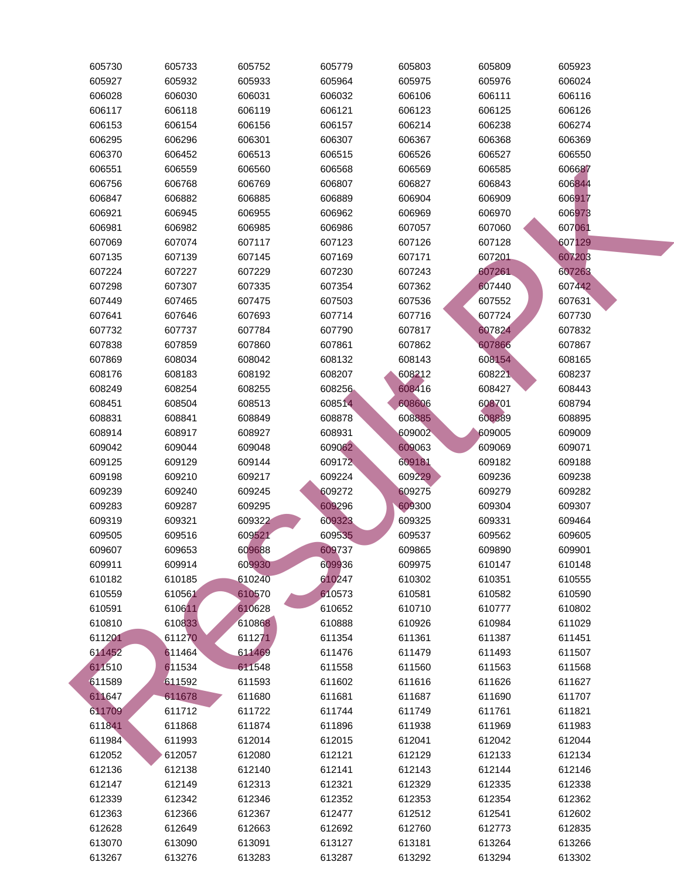| 605730 | 605733 | 605752 | 605779 | 605803 | 605809 | 605923 |
|---|---|---|---|---|---|---|
| 605927 | 605932 | 605933 | 605964 | 605975 | 605976 | 606024 |
| 606028 | 606030 | 606031 | 606032 | 606106 | 606111 | 606116 |
| 606117 | 606118 | 606119 | 606121 | 606123 | 606125 | 606126 |
| 606153 | 606154 | 606156 | 606157 | 606214 | 606238 | 606274 |
| 606295 | 606296 | 606301 | 606307 | 606367 | 606368 | 606369 |
| 606370 | 606452 | 606513 | 606515 | 606526 | 606527 | 606550 |
| 606551 | 606559 | 606560 | 606568 | 606569 | 606585 | 606687 |
| 606756 | 606768 | 606769 | 606807 | 606827 | 606843 | 606844 |
| 606847 | 606882 | 606885 | 606889 | 606904 | 606909 | 606917 |
| 606921 | 606945 | 606955 | 606962 | 606969 | 606970 | 606973 |
| 606981 | 606982 | 606985 | 606986 | 607057 | 607060 | 607061 |
| 607069 | 607074 | 607117 | 607123 | 607126 | 607128 | 607129 |
| 607135 | 607139 | 607145 | 607169 | 607171 | 607201 | 607203 |
| 607224 | 607227 | 607229 | 607230 | 607243 | 607261 | 607263 |
| 607298 | 607307 | 607335 | 607354 | 607362 | 607440 | 607442 |
| 607449 | 607465 | 607475 | 607503 | 607536 | 607552 | 607631 |
| 607641 | 607646 | 607693 | 607714 | 607716 | 607724 | 607730 |
| 607732 | 607737 | 607784 | 607790 | 607817 | 607824 | 607832 |
| 607838 | 607859 | 607860 | 607861 | 607862 | 607866 | 607867 |
| 607869 | 608034 | 608042 | 608132 | 608143 | 608154 | 608165 |
| 608176 | 608183 | 608192 | 608207 | 608212 | 608221 | 608237 |
| 608249 | 608254 | 608255 | 608256 | 608416 | 608427 | 608443 |
| 608451 | 608504 | 608513 | 608514 | 608606 | 608701 | 608794 |
| 608831 | 608841 | 608849 | 608878 | 608885 | 608889 | 608895 |
| 608914 | 608917 | 608927 | 608931 | 609002 | 609005 | 609009 |
| 609042 | 609044 | 609048 | 609062 | 609063 | 609069 | 609071 |
| 609125 | 609129 | 609144 | 609172 | 609181 | 609182 | 609188 |
| 609198 | 609210 | 609217 | 609224 | 609229 | 609236 | 609238 |
| 609239 | 609240 | 609245 | 609272 | 609275 | 609279 | 609282 |
| 609283 | 609287 | 609295 | 609296 | 609300 | 609304 | 609307 |
| 609319 | 609321 | 609322 | 609323 | 609325 | 609331 | 609464 |
| 609505 | 609516 | 609521 | 609535 | 609537 | 609562 | 609605 |
| 609607 | 609653 | 609688 | 609737 | 609865 | 609890 | 609901 |
| 609911 | 609914 | 609930 | 609936 | 609975 | 610147 | 610148 |
| 610182 | 610185 | 610240 | 610247 | 610302 | 610351 | 610555 |
| 610559 | 610561 | 610570 | 610573 | 610581 | 610582 | 610590 |
| 610591 | 610611 | 610628 | 610652 | 610710 | 610777 | 610802 |
| 610810 | 610833 | 610868 | 610888 | 610926 | 610984 | 611029 |
| 611201 | 611270 | 611271 | 611354 | 611361 | 611387 | 611451 |
| 611452 | 611464 | 611469 | 611476 | 611479 | 611493 | 611507 |
| 611510 | 611534 | 611548 | 611558 | 611560 | 611563 | 611568 |
| 611589 | 611592 | 611593 | 611602 | 611616 | 611626 | 611627 |
| 611647 | 611678 | 611680 | 611681 | 611687 | 611690 | 611707 |
| 611709 | 611712 | 611722 | 611744 | 611749 | 611761 | 611821 |
| 611841 | 611868 | 611874 | 611896 | 611938 | 611969 | 611983 |
| 611984 | 611993 | 612014 | 612015 | 612041 | 612042 | 612044 |
| 612052 | 612057 | 612080 | 612121 | 612129 | 612133 | 612134 |
| 612136 | 612138 | 612140 | 612141 | 612143 | 612144 | 612146 |
| 612147 | 612149 | 612313 | 612321 | 612329 | 612335 | 612338 |
| 612339 | 612342 | 612346 | 612352 | 612353 | 612354 | 612362 |
| 612363 | 612366 | 612367 | 612477 | 612512 | 612541 | 612602 |
| 612628 | 612649 | 612663 | 612692 | 612760 | 612773 | 612835 |
| 613070 | 613090 | 613091 | 613127 | 613181 | 613264 | 613266 |
| 613267 | 613276 | 613283 | 613287 | 613292 | 613294 | 613302 |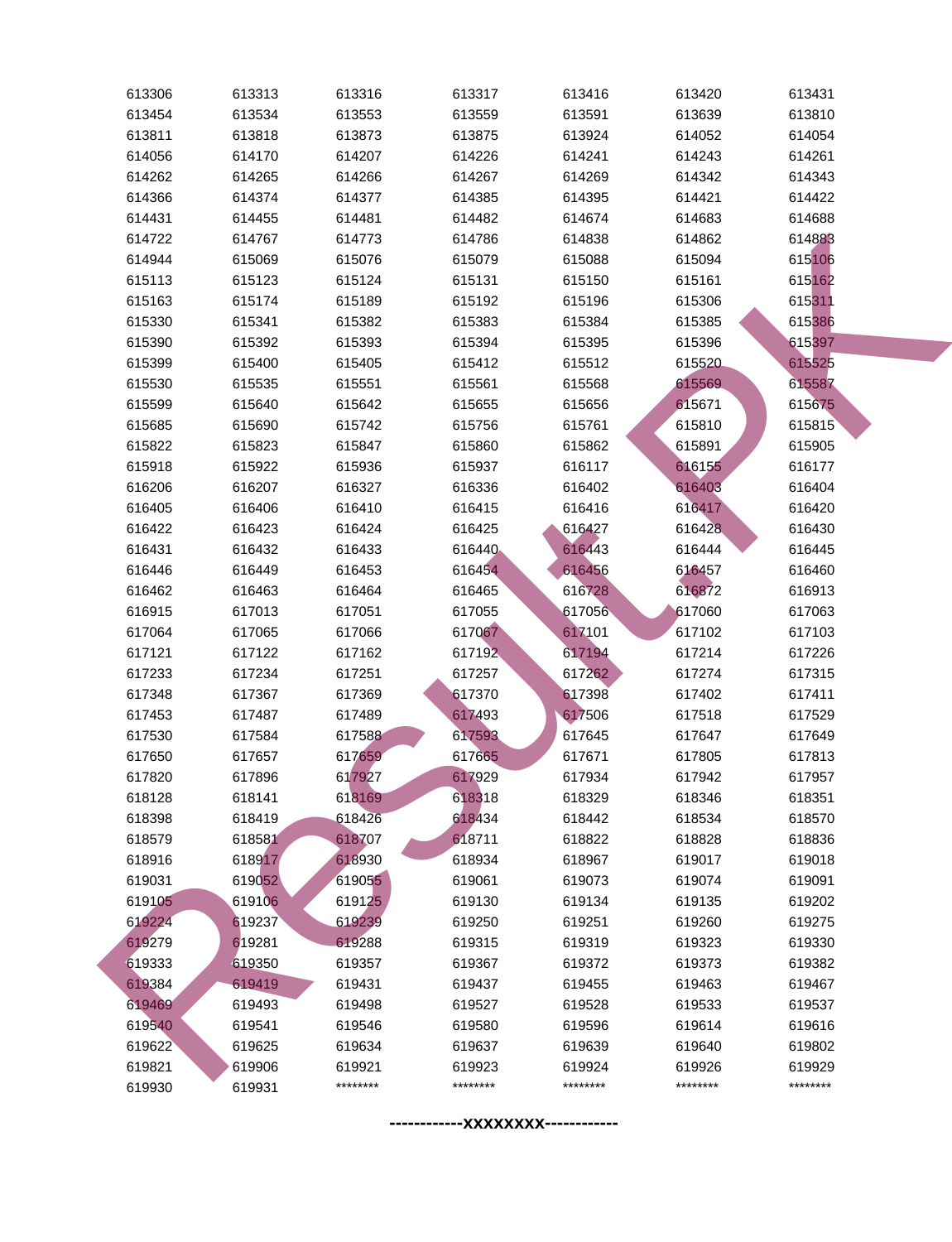| | | | | | | |
|---|---|---|---|---|---|---|
| 613306 | 613313 | 613316 | 613317 | 613416 | 613420 | 613431 |
| 613454 | 613534 | 613553 | 613559 | 613591 | 613639 | 613810 |
| 613811 | 613818 | 613873 | 613875 | 613924 | 614052 | 614054 |
| 614056 | 614170 | 614207 | 614226 | 614241 | 614243 | 614261 |
| 614262 | 614265 | 614266 | 614267 | 614269 | 614342 | 614343 |
| 614366 | 614374 | 614377 | 614385 | 614395 | 614421 | 614422 |
| 614431 | 614455 | 614481 | 614482 | 614674 | 614683 | 614688 |
| 614722 | 614767 | 614773 | 614786 | 614838 | 614862 | 614883 |
| 614944 | 615069 | 615076 | 615079 | 615088 | 615094 | 615106 |
| 615113 | 615123 | 615124 | 615131 | 615150 | 615161 | 615162 |
| 615163 | 615174 | 615189 | 615192 | 615196 | 615306 | 615311 |
| 615330 | 615341 | 615382 | 615383 | 615384 | 615385 | 615386 |
| 615390 | 615392 | 615393 | 615394 | 615395 | 615396 | 615397 |
| 615399 | 615400 | 615405 | 615412 | 615512 | 615520 | 615525 |
| 615530 | 615535 | 615551 | 615561 | 615568 | 615569 | 615587 |
| 615599 | 615640 | 615642 | 615655 | 615656 | 615671 | 615675 |
| 615685 | 615690 | 615742 | 615756 | 615761 | 615810 | 615815 |
| 615822 | 615823 | 615847 | 615860 | 615862 | 615891 | 615905 |
| 615918 | 615922 | 615936 | 615937 | 616117 | 616155 | 616177 |
| 616206 | 616207 | 616327 | 616336 | 616402 | 616403 | 616404 |
| 616405 | 616406 | 616410 | 616415 | 616416 | 616417 | 616420 |
| 616422 | 616423 | 616424 | 616425 | 616427 | 616428 | 616430 |
| 616431 | 616432 | 616433 | 616440 | 616443 | 616444 | 616445 |
| 616446 | 616449 | 616453 | 616454 | 616456 | 616457 | 616460 |
| 616462 | 616463 | 616464 | 616465 | 616728 | 616872 | 616913 |
| 616915 | 617013 | 617051 | 617055 | 617056 | 617060 | 617063 |
| 617064 | 617065 | 617066 | 617067 | 617101 | 617102 | 617103 |
| 617121 | 617122 | 617162 | 617192 | 617194 | 617214 | 617226 |
| 617233 | 617234 | 617251 | 617257 | 617262 | 617274 | 617315 |
| 617348 | 617367 | 617369 | 617370 | 617398 | 617402 | 617411 |
| 617453 | 617487 | 617489 | 617493 | 617506 | 617518 | 617529 |
| 617530 | 617584 | 617588 | 617593 | 617645 | 617647 | 617649 |
| 617650 | 617657 | 617659 | 617665 | 617671 | 617805 | 617813 |
| 617820 | 617896 | 617927 | 617929 | 617934 | 617942 | 617957 |
| 618128 | 618141 | 618169 | 618318 | 618329 | 618346 | 618351 |
| 618398 | 618419 | 618426 | 618434 | 618442 | 618534 | 618570 |
| 618579 | 618581 | 618707 | 618711 | 618822 | 618828 | 618836 |
| 618916 | 618917 | 618930 | 618934 | 618967 | 619017 | 619018 |
| 619031 | 619052 | 619055 | 619061 | 619073 | 619074 | 619091 |
| 619105 | 619106 | 619125 | 619130 | 619134 | 619135 | 619202 |
| 619224 | 619237 | 619239 | 619250 | 619251 | 619260 | 619275 |
| 619279 | 619281 | 619288 | 619315 | 619319 | 619323 | 619330 |
| 619333 | 619350 | 619357 | 619367 | 619372 | 619373 | 619382 |
| 619384 | 619419 | 619431 | 619437 | 619455 | 619463 | 619467 |
| 619469 | 619493 | 619498 | 619527 | 619528 | 619533 | 619537 |
| 619540 | 619541 | 619546 | 619580 | 619596 | 619614 | 619616 |
| 619622 | 619625 | 619634 | 619637 | 619639 | 619640 | 619802 |
| 619821 | 619906 | 619921 | 619923 | 619924 | 619926 | 619929 |
| 619930 | 619931 | ******** | ******** | ******** | ******** | ******** |

**------------xxxxxxxx------------**